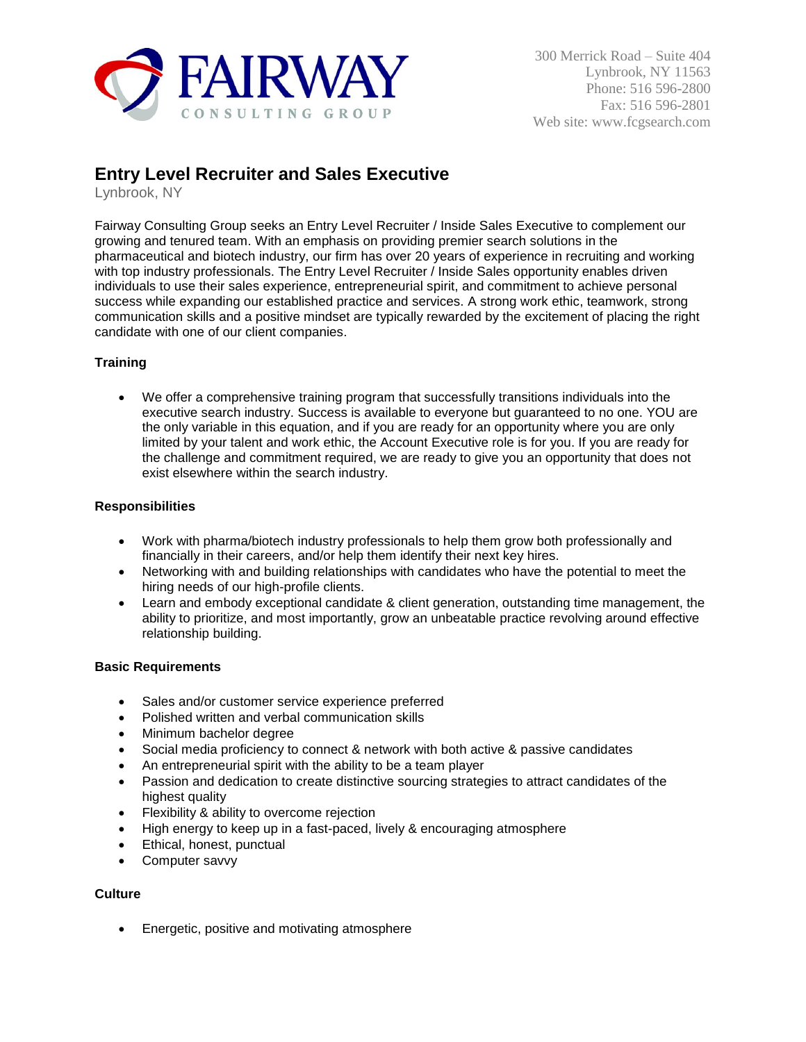FAIRWAY
CONSULTING GROUP

300 Merrick Road – Suite 404
Lynbrook, NY 11563
Phone: 516 596-2800
Fax: 516 596-2801
Web site: www.fcgsearch.com

# Entry Level Recruiter and Sales Executive

Lynbrook, NY

Fairway Consulting Group seeks an Entry Level Recruiter / Inside Sales Executive to complement our growing and tenured team. With an emphasis on providing premier search solutions in the pharmaceutical and biotech industry, our firm has over 20 years of experience in recruiting and working with top industry professionals. The Entry Level Recruiter / Inside Sales opportunity enables driven individuals to use their sales experience, entrepreneurial spirit, and commitment to achieve personal success while expanding our established practice and services. A strong work ethic, teamwork, strong communication skills and a positive mindset are typically rewarded by the excitement of placing the right candidate with one of our client companies.

### Training

- We offer a comprehensive training program that successfully transitions individuals into the executive search industry. Success is available to everyone but guaranteed to no one. YOU are the only variable in this equation, and if you are ready for an opportunity where you are only limited by your talent and work ethic, the Account Executive role is for you. If you are ready for the challenge and commitment required, we are ready to give you an opportunity that does not exist elsewhere within the search industry.

### Responsibilities

- Work with pharma/biotech industry professionals to help them grow both professionally and financially in their careers, and/or help them identify their next key hires.
- Networking with and building relationships with candidates who have the potential to meet the hiring needs of our high-profile clients.
- Learn and embody exceptional candidate & client generation, outstanding time management, the ability to prioritize, and most importantly, grow an unbeatable practice revolving around effective relationship building.

### Basic Requirements

- Sales and/or customer service experience preferred
- Polished written and verbal communication skills
- Minimum bachelor degree
- Social media proficiency to connect & network with both active & passive candidates
- An entrepreneurial spirit with the ability to be a team player
- Passion and dedication to create distinctive sourcing strategies to attract candidates of the highest quality
- Flexibility & ability to overcome rejection
- High energy to keep up in a fast-paced, lively & encouraging atmosphere
- Ethical, honest, punctual
- Computer savvy

### Culture

- Energetic, positive and motivating atmosphere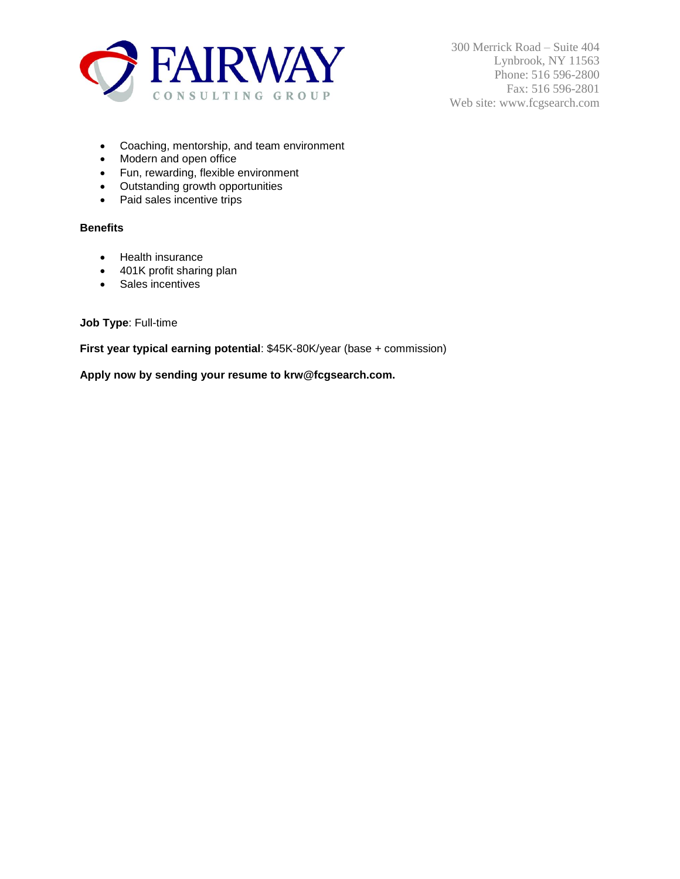FAIRWAY

CONSULTING GROUP

300 Merrick Road – Suite 404
Lynbrook, NY 11563
Phone: 516 596-2800
Fax: 516 596-2801
Web site: www.fcgsearch.com

- Coaching, mentorship, and team environment
- Modern and open office
- Fun, rewarding, flexible environment
- Outstanding growth opportunities
- Paid sales incentive trips

**Benefits**

- Health insurance
- 401K profit sharing plan
- Sales incentives

**Job Type**: Full-time

**First year typical earning potential**: $45K-80K/year (base + commission)

**Apply now by sending your resume to krw@fcgsearch.com.**